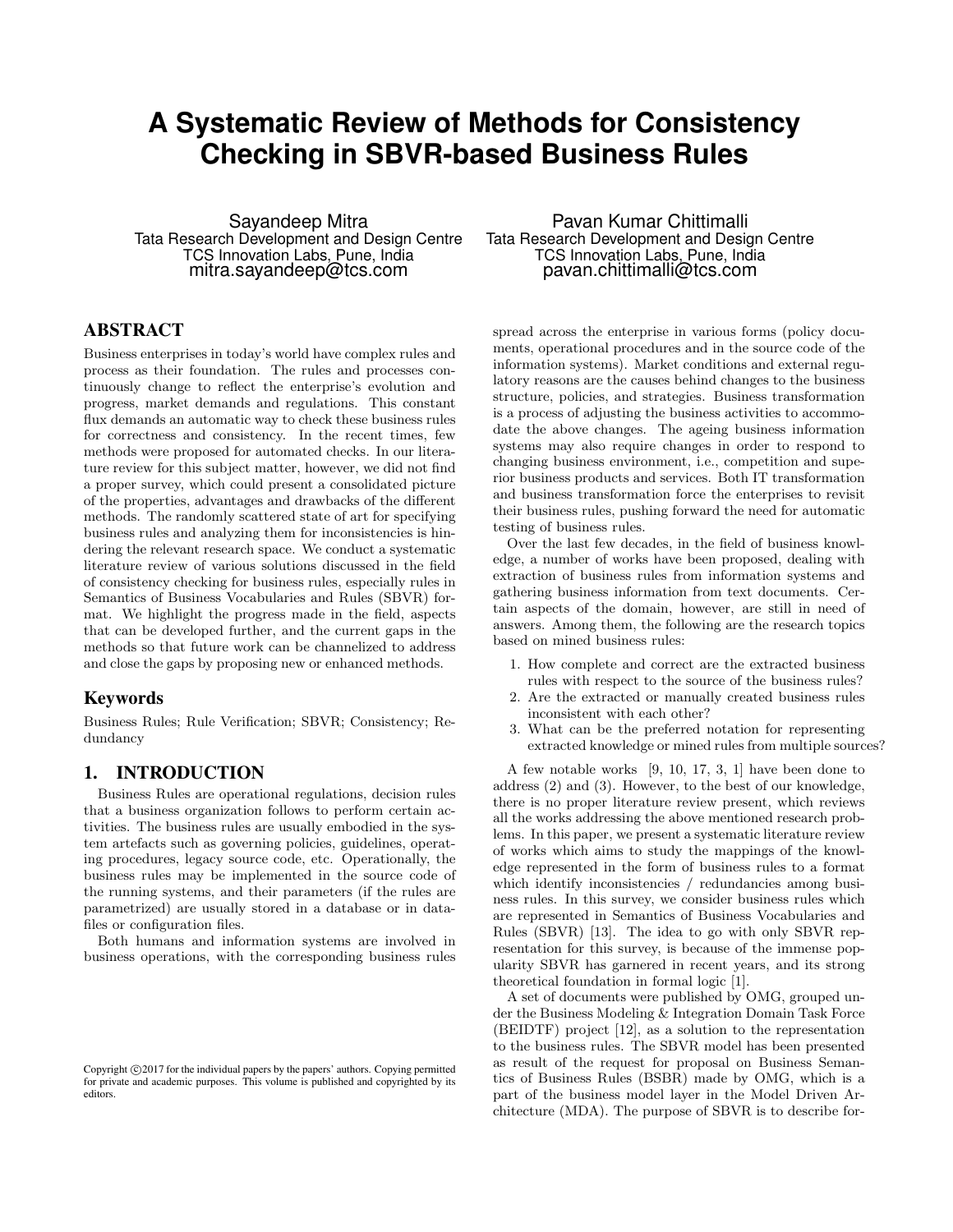# A Systematic Review of Methods for Consistency Checking in SBVR-based Business Rules

Sayandeep Mitra
Tata Research Development and Design Centre
TCS Innovation Labs, Pune, India
mitra.sayandeep@tcs.com

Pavan Kumar Chittimalli
Tata Research Development and Design Centre
TCS Innovation Labs, Pune, India
pavan.chittimalli@tcs.com

## ABSTRACT

Business enterprises in today's world have complex rules and process as their foundation. The rules and processes continuously change to reflect the enterprise's evolution and progress, market demands and regulations. This constant flux demands an automatic way to check these business rules for correctness and consistency. In the recent times, few methods were proposed for automated checks. In our literature review for this subject matter, however, we did not find a proper survey, which could present a consolidated picture of the properties, advantages and drawbacks of the different methods. The randomly scattered state of art for specifying business rules and analyzing them for inconsistencies is hindering the relevant research space. We conduct a systematic literature review of various solutions discussed in the field of consistency checking for business rules, especially rules in Semantics of Business Vocabularies and Rules (SBVR) format. We highlight the progress made in the field, aspects that can be developed further, and the current gaps in the methods so that future work can be channelized to address and close the gaps by proposing new or enhanced methods.

## Keywords

Business Rules; Rule Verification; SBVR; Consistency; Redundancy

## 1. INTRODUCTION

Business Rules are operational regulations, decision rules that a business organization follows to perform certain activities. The business rules are usually embodied in the system artefacts such as governing policies, guidelines, operating procedures, legacy source code, etc. Operationally, the business rules may be implemented in the source code of the running systems, and their parameters (if the rules are parametrized) are usually stored in a database or in datafiles or configuration files.

Both humans and information systems are involved in business operations, with the corresponding business rules spread across the enterprise in various forms (policy documents, operational procedures and in the source code of the information systems). Market conditions and external regulatory reasons are the causes behind changes to the business structure, policies, and strategies. Business transformation is a process of adjusting the business activities to accommodate the above changes. The ageing business information systems may also require changes in order to respond to changing business environment, i.e., competition and superior business products and services. Both IT transformation and business transformation force the enterprises to revisit their business rules, pushing forward the need for automatic testing of business rules.

Over the last few decades, in the field of business knowledge, a number of works have been proposed, dealing with extraction of business rules from information systems and gathering business information from text documents. Certain aspects of the domain, however, are still in need of answers. Among them, the following are the research topics based on mined business rules:

1. How complete and correct are the extracted business rules with respect to the source of the business rules?
2. Are the extracted or manually created business rules inconsistent with each other?
3. What can be the preferred notation for representing extracted knowledge or mined rules from multiple sources?

A few notable works [9, 10, 17, 3, 1] have been done to address (2) and (3). However, to the best of our knowledge, there is no proper literature review present, which reviews all the works addressing the above mentioned research problems. In this paper, we present a systematic literature review of works which aims to study the mappings of the knowledge represented in the form of business rules to a format which identify inconsistencies / redundancies among business rules. In this survey, we consider business rules which are represented in Semantics of Business Vocabularies and Rules (SBVR) [13]. The idea to go with only SBVR representation for this survey, is because of the immense popularity SBVR has garnered in recent years, and its strong theoretical foundation in formal logic [1].

A set of documents were published by OMG, grouped under the Business Modeling & Integration Domain Task Force (BEIDTF) project [12], as a solution to the representation to the business rules. The SBVR model has been presented as result of the request for proposal on Business Semantics of Business Rules (BSBR) made by OMG, which is a part of the business model layer in the Model Driven Architecture (MDA). The purpose of SBVR is to describe for-

Copyright ©2017 for the individual papers by the papers' authors. Copying permitted for private and academic purposes. This volume is published and copyrighted by its editors.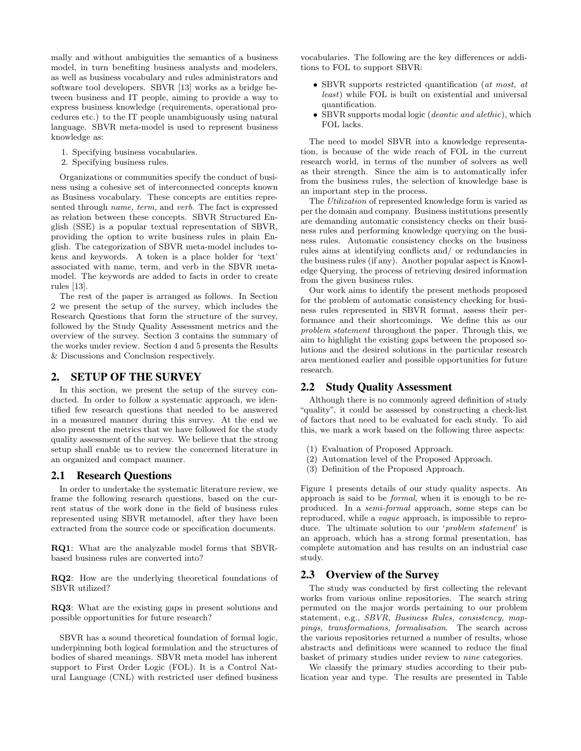mally and without ambiguities the semantics of a business model, in turn benefiting business analysts and modelers, as well as business vocabulary and rules administrators and software tool developers. SBVR [13] works as a bridge between business and IT people, aiming to provide a way to express business knowledge (requirements, operational procedures etc.) to the IT people unambiguously using natural language. SBVR meta-model is used to represent business knowledge as:

1. Specifying business vocabularies.
2. Specifying business rules.

Organizations or communities specify the conduct of business using a cohesive set of interconnected concepts known as Business vocabulary. These concepts are entities represented through *name, term,* and *verb*. The fact is expressed as relation between these concepts. SBVR Structured English (SSE) is a popular textual representation of SBVR, providing the option to write business rules in plain English. The categorization of SBVR meta-model includes tokens and keywords. A token is a place holder for 'text' associated with name, term, and verb in the SBVR meta-model. The keywords are added to facts in order to create rules [13].

The rest of the paper is arranged as follows. In Section 2 we present the setup of the survey, which includes the Research Questions that form the structure of the survey, followed by the Study Quality Assessment metrics and the overview of the survey. Section 3 contains the summary of the works under review. Section 4 and 5 presents the Results & Discussions and Conclusion respectively.

## 2. SETUP OF THE SURVEY

In this section, we present the setup of the survey conducted. In order to follow a systematic approach, we identified few research questions that needed to be answered in a measured manner during this survey. At the end we also present the metrics that we have followed for the study quality assessment of the survey. We believe that the strong setup shall enable us to review the concerned literature in an organized and compact manner.

### 2.1 Research Questions

In order to undertake the systematic literature review, we frame the following research questions, based on the current status of the work done in the field of business rules represented using SBVR metamodel, after they have been extracted from the source code or specification documents.

**RQ1**: What are the analyzable model forms that SBVR-based business rules are converted into?

**RQ2**: How are the underlying theoretical foundations of SBVR utilized?

**RQ3**: What are the existing gaps in present solutions and possible opportunities for future research?

SBVR has a sound theoretical foundation of formal logic, underpinning both logical formulation and the structures of bodies of shared meanings. SBVR meta model has inherent support to First Order Logic (FOL). It is a Control Natural Language (CNL) with restricted user defined business vocabularies. The following are the key differences or additions to FOL to support SBVR:

- SBVR supports restricted quantification (*at most, at least*) while FOL is built on existential and universal quantification.
- SBVR supports modal logic (*deontic and alethic*), which FOL lacks.

The need to model SBVR into a knowledge representation, is because of the wide reach of FOL in the current research world, in terms of the number of solvers as well as their strength. Since the aim is to automatically infer from the business rules, the selection of knowledge base is an important step in the process.

The *Utilization* of represented knowledge form is varied as per the domain and company. Business institutions presently are demanding automatic consistency checks on their business rules and performing knowledge querying on the business rules. Automatic consistency checks on the business rules aims at identifying conflicts and/ or redundancies in the business rules (if any). Another popular aspect is Knowledge Querying, the process of retrieving desired information from the given business rules.

Our work aims to identify the present methods proposed for the problem of automatic consistency checking for business rules represented in SBVR format, assess their performance and their shortcomings. We define this as our *problem statement* throughout the paper. Through this, we aim to highlight the existing gaps between the proposed solutions and the desired solutions in the particular research area mentioned earlier and possible opportunities for future research.

### 2.2 Study Quality Assessment

Although there is no commonly agreed definition of study "quality", it could be assessed by constructing a check-list of factors that need to be evaluated for each study. To aid this, we mark a work based on the following three aspects:

(1) Evaluation of Proposed Approach.
(2) Automation level of the Proposed Approach.
(3) Definition of the Proposed Approach.

Figure 1 presents details of our study quality aspects. An approach is said to be *formal*, when it is enough to be reproduced. In a *semi-formal* approach, some steps can be reproduced, while a *vague* approach, is impossible to reproduce. The ultimate solution to our '*problem statement*' is an approach, which has a strong formal presentation, has complete automation and has results on an industrial case study.

### 2.3 Overview of the Survey

The study was conducted by first collecting the relevant works from various online repositories. The search string permuted on the major words pertaining to our problem statement, e.g., *SBVR, Business Rules, consistency, mappings, transformations, formalisation*. The search across the various repositories returned a number of results, whose abstracts and definitions were scanned to reduce the final basket of primary studies under review to *nine* categories.

We classify the primary studies according to their publication year and type. The results are presented in Table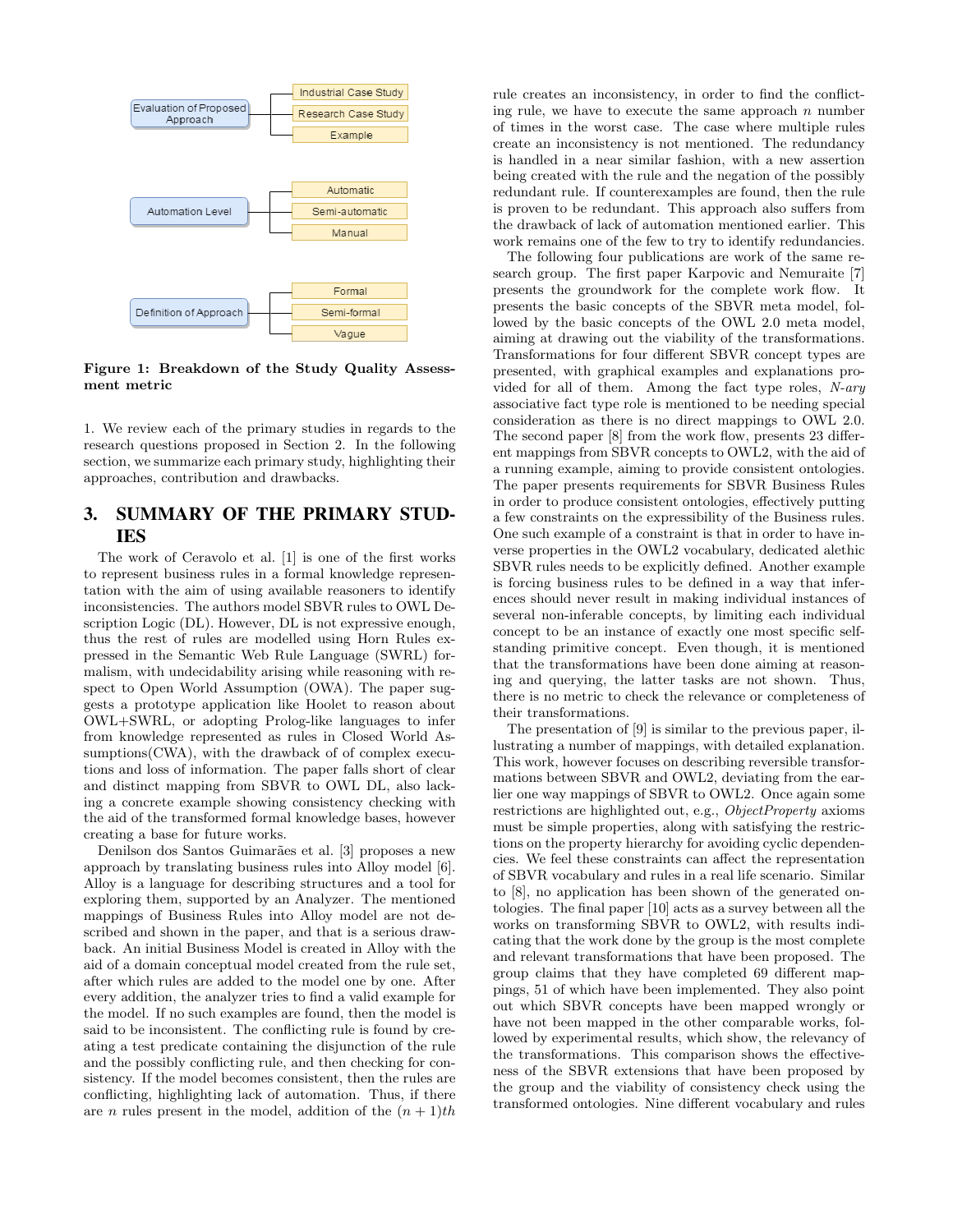Evaluation of Proposed Approach: Industrial Case Study, Research Case Study, Example

Automation Level: Automatic, Semi-automatic, Manual

Definition of Approach: Formal, Semi-formal, Vague

**Figure 1: Breakdown of the Study Quality Assessment metric**

1. We review each of the primary studies in regards to the research questions proposed in Section 2. In the following section, we summarize each primary study, highlighting their approaches, contribution and drawbacks.

## 3. SUMMARY OF THE PRIMARY STUDIES

The work of Ceravolo et al. [1] is one of the first works to represent business rules in a formal knowledge representation with the aim of using available reasoners to identify inconsistencies. The authors model SBVR rules to OWL Description Logic (DL). However, DL is not expressive enough, thus the rest of rules are modelled using Horn Rules expressed in the Semantic Web Rule Language (SWRL) formalism, with undecidability arising while reasoning with respect to Open World Assumption (OWA). The paper suggests a prototype application like Hoolet to reason about OWL+SWRL, or adopting Prolog-like languages to infer from knowledge represented as rules in Closed World Assumptions(CWA), with the drawback of of complex executions and loss of information. The paper falls short of clear and distinct mapping from SBVR to OWL DL, also lacking a concrete example showing consistency checking with the aid of the transformed formal knowledge bases, however creating a base for future works.

Denilson dos Santos Guimarães et al. [3] proposes a new approach by translating business rules into Alloy model [6]. Alloy is a language for describing structures and a tool for exploring them, supported by an Analyzer. The mentioned mappings of Business Rules into Alloy model are not described and shown in the paper, and that is a serious drawback. An initial Business Model is created in Alloy with the aid of a domain conceptual model created from the rule set, after which rules are added to the model one by one. After every addition, the analyzer tries to find a valid example for the model. If no such examples are found, then the model is said to be inconsistent. The conflicting rule is found by creating a test predicate containing the disjunction of the rule and the possibly conflicting rule, and then checking for consistency. If the model becomes consistent, then the rules are conflicting, highlighting lack of automation. Thus, if there are $n$ rules present in the model, addition of the $(n+1)th$ rule creates an inconsistency, in order to find the conflicting rule, we have to execute the same approach $n$ number of times in the worst case. The case where multiple rules create an inconsistency is not mentioned. The redundancy is handled in a near similar fashion, with a new assertion being created with the rule and the negation of the possibly redundant rule. If counterexamples are found, then the rule is proven to be redundant. This approach also suffers from the drawback of lack of automation mentioned earlier. This work remains one of the few to try to identify redundancies.

The following four publications are work of the same research group. The first paper Karpovic and Nemuraite [7] presents the groundwork for the complete work flow. It presents the basic concepts of the SBVR meta model, followed by the basic concepts of the OWL 2.0 meta model, aiming at drawing out the viability of the transformations. Transformations for four different SBVR concept types are presented, with graphical examples and explanations provided for all of them. Among the fact type roles, *N-ary* associative fact type role is mentioned to be needing special consideration as there is no direct mappings to OWL 2.0. The second paper [8] from the work flow, presents 23 different mappings from SBVR concepts to OWL2, with the aid of a running example, aiming to provide consistent ontologies. The paper presents requirements for SBVR Business Rules in order to produce consistent ontologies, effectively putting a few constraints on the expressibility of the Business rules. One such example of a constraint is that in order to have inverse properties in the OWL2 vocabulary, dedicated alethic SBVR rules needs to be explicitly defined. Another example is forcing business rules to be defined in a way that inferences should never result in making individual instances of several non-inferable concepts, by limiting each individual concept to be an instance of exactly one most specific self-standing primitive concept. Even though, it is mentioned that the transformations have been done aiming at reasoning and querying, the latter tasks are not shown. Thus, there is no metric to check the relevance or completeness of their transformations.

The presentation of [9] is similar to the previous paper, illustrating a number of mappings, with detailed explanation. This work, however focuses on describing reversible transformations between SBVR and OWL2, deviating from the earlier one way mappings of SBVR to OWL2. Once again some restrictions are highlighted out, e.g., *ObjectProperty* axioms must be simple properties, along with satisfying the restrictions on the property hierarchy for avoiding cyclic dependencies. We feel these constraints can affect the representation of SBVR vocabulary and rules in a real life scenario. Similar to [8], no application has been shown of the generated ontologies. The final paper [10] acts as a survey between all the works on transforming SBVR to OWL2, with results indicating that the work done by the group is the most complete and relevant transformations that have been proposed. The group claims that they have completed 69 different mappings, 51 of which have been implemented. They also point out which SBVR concepts have been mapped wrongly or have not been mapped in the other comparable works, followed by experimental results, which show, the relevancy of the transformations. This comparison shows the effectiveness of the SBVR extensions that have been proposed by the group and the viability of consistency check using the transformed ontologies. Nine different vocabulary and rules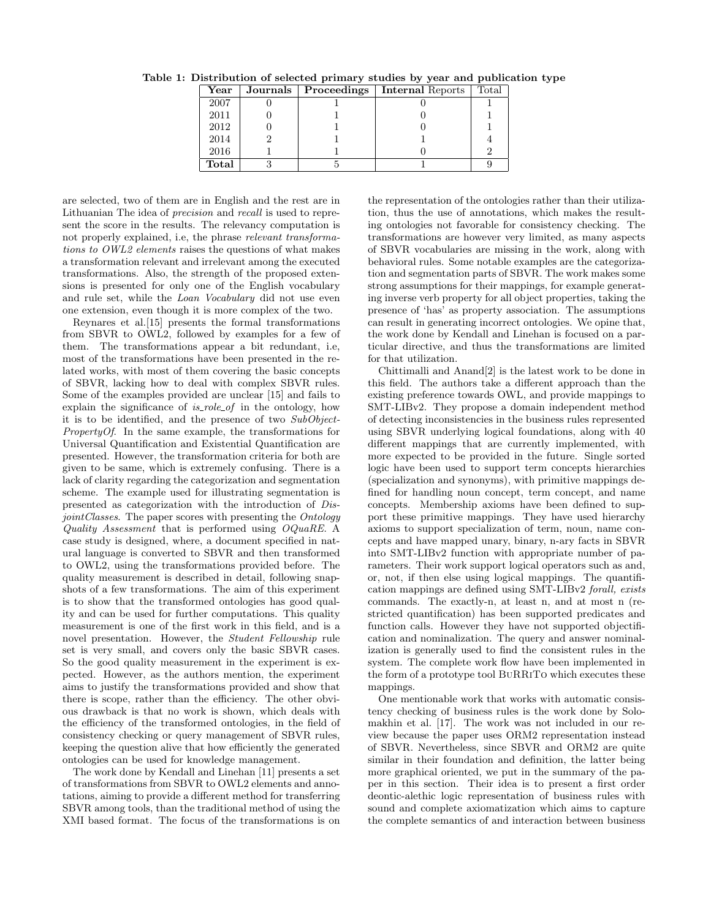**Table 1: Distribution of selected primary studies by year and publication type**

| Year | Journals | Proceedings | Internal Reports | Total |
|---|---|---|---|---|
| 2007 | 0 | 1 | 0 | 1 |
| 2011 | 0 | 1 | 0 | 1 |
| 2012 | 0 | 1 | 0 | 1 |
| 2014 | 2 | 1 | 1 | 4 |
| 2016 | 1 | 1 | 0 | 2 |
| **Total** | 3 | 5 | 1 | 9 |

are selected, two of them are in English and the rest are in Lithuanian The idea of *precision* and *recall* is used to represent the score in the results. The relevancy computation is not properly explained, i.e, the phrase *relevant transformations to OWL2 elements* raises the questions of what makes a transformation relevant and irrelevant among the executed transformations. Also, the strength of the proposed extensions is presented for only one of the English vocabulary and rule set, while the *Loan Vocabulary* did not use even one extension, even though it is more complex of the two.

Reynares et al.[15] presents the formal transformations from SBVR to OWL2, followed by examples for a few of them. The transformations appear a bit redundant, i.e, most of the transformations have been presented in the related works, with most of them covering the basic concepts of SBVR, lacking how to deal with complex SBVR rules. Some of the examples provided are unclear [15] and fails to explain the significance of *is_role_of* in the ontology, how it is to be identified, and the presence of two *SubObjectPropertyOf*. In the same example, the transformations for Universal Quantification and Existential Quantification are presented. However, the transformation criteria for both are given to be same, which is extremely confusing. There is a lack of clarity regarding the categorization and segmentation scheme. The example used for illustrating segmentation is presented as categorization with the introduction of *DisjointClasses*. The paper scores with presenting the *Ontology Quality Assessment* that is performed using *OQuaRE*. A case study is designed, where, a document specified in natural language is converted to SBVR and then transformed to OWL2, using the transformations provided before. The quality measurement is described in detail, following snapshots of a few transformations. The aim of this experiment is to show that the transformed ontologies has good quality and can be used for further computations. This quality measurement is one of the first work in this field, and is a novel presentation. However, the *Student Fellowship* rule set is very small, and covers only the basic SBVR cases. So the good quality measurement in the experiment is expected. However, as the authors mention, the experiment aims to justify the transformations provided and show that there is scope, rather than the efficiency. The other obvious drawback is that no work is shown, which deals with the efficiency of the transformed ontologies, in the field of consistency checking or query management of SBVR rules, keeping the question alive that how efficiently the generated ontologies can be used for knowledge management.

The work done by Kendall and Linehan [11] presents a set of transformations from SBVR to OWL2 elements and annotations, aiming to provide a different method for transferring SBVR among tools, than the traditional method of using the XMI based format. The focus of the transformations is on the representation of the ontologies rather than their utilization, thus the use of annotations, which makes the resulting ontologies not favorable for consistency checking. The transformations are however very limited, as many aspects of SBVR vocabularies are missing in the work, along with behavioral rules. Some notable examples are the categorization and segmentation parts of SBVR. The work makes some strong assumptions for their mappings, for example generating inverse verb property for all object properties, taking the presence of 'has' as property association. The assumptions can result in generating incorrect ontologies. We opine that, the work done by Kendall and Linehan is focused on a particular directive, and thus the transformations are limited for that utilization.

Chittimalli and Anand[2] is the latest work to be done in this field. The authors take a different approach than the existing preference towards OWL, and provide mappings to SMT-LIBv2. They propose a domain independent method of detecting inconsistencies in the business rules represented using SBVR underlying logical foundations, along with 40 different mappings that are currently implemented, with more expected to be provided in the future. Single sorted logic have been used to support term concepts hierarchies (specialization and synonyms), with primitive mappings defined for handling noun concept, term concept, and name concepts. Membership axioms have been defined to support these primitive mappings. They have used hierarchy axioms to support specialization of term, noun, name concepts and have mapped unary, binary, n-ary facts in SBVR into SMT-LIBv2 function with appropriate number of parameters. Their work support logical operators such as and, or, not, if then else using logical mappings. The quantification mappings are defined using SMT-LIBv2 *forall, exists* commands. The exactly-n, at least n, and at most n (restricted quantification) has been supported predicates and function calls. However they have not supported objectification and nominalization. The query and answer nominalization is generally used to find the consistent rules in the system. The complete work flow have been implemented in the form of a prototype tool BuRRiTo which executes these mappings.

One mentionable work that works with automatic consistency checking of business rules is the work done by Solomakhin et al. [17]. The work was not included in our review because the paper uses ORM2 representation instead of SBVR. Nevertheless, since SBVR and ORM2 are quite similar in their foundation and definition, the latter being more graphical oriented, we put in the summary of the paper in this section. Their idea is to present a first order deontic-alethic logic representation of business rules with sound and complete axiomatization which aims to capture the complete semantics of and interaction between business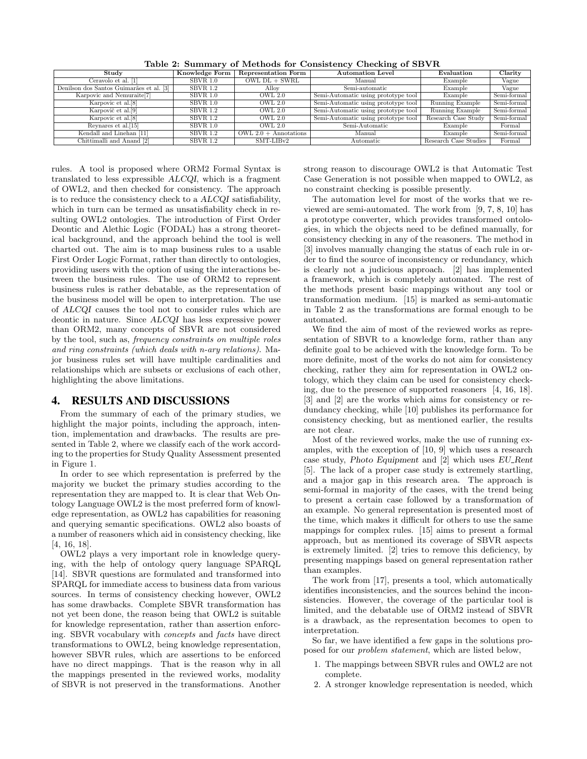**Table 2: Summary of Methods for Consistency Checking of SBVR**

| Study | Knowledge Form | Representation Form | Automation Level | Evaluation | Clarity |
|---|---|---|---|---|---|
| Ceravolo et al. [1] | SBVR 1.0 | OWL DL + SWRL | Manual | Example | Vague |
| Denilson dos Santos Guimarães et al. [3] | SBVR 1.2 | Alloy | Semi-automatic | Example | Vague |
| Karpovic and Nemuraite[7] | SBVR 1.0 | OWL 2.0 | Semi-Automatic using prototype tool | Example | Semi-formal |
| Karpovic et al.[8] | SBVR 1.0 | OWL 2.0 | Semi-Automatic using prototype tool | Running Example | Semi-formal |
| Karpovič et al.[9] | SBVR 1.2 | OWL 2.0 | Semi-Automatic using prototype tool | Running Example | Semi-formal |
| Karpovic et al.[8] | SBVR 1.2 | OWL 2.0 | Semi-Automatic using prototype tool | Research Case Study | Semi-formal |
| Reynares et al.[15] | SBVR 1.0 | OWL 2.0 | Semi-Automatic | Example | Formal |
| Kendall and Linehan [11] | SBVR 1.2 | OWL 2.0 + Annotations | Manual | Example | Semi-formal |
| Chittimalli and Anand [2] | SBVR 1.2 | SMT-LIBv2 | Automatic | Research Case Studies | Formal |

rules. A tool is proposed where ORM2 Formal Syntax is translated to less expressible *ALCQI*, which is a fragment of OWL2, and then checked for consistency. The approach is to reduce the consistency check to a *ALCQI* satisfiability, which in turn can be termed as unsatisfiability check in resulting OWL2 ontologies. The introduction of First Order Deontic and Alethic Logic (FODAL) has a strong theoretical background, and the approach behind the tool is well charted out. The aim is to map business rules to a usable First Order Logic Format, rather than directly to ontologies, providing users with the option of using the interactions between the business rules. The use of ORM2 to represent business rules is rather debatable, as the representation of the business model will be open to interpretation. The use of *ALCQI* causes the tool not to consider rules which are deontic in nature. Since *ALCQI* has less expressive power than ORM2, many concepts of SBVR are not considered by the tool, such as, *frequency constraints on multiple roles and ring constraints (which deals with n-ary relations)*. Major business rules set will have multiple cardinalities and relationships which are subsets or exclusions of each other, highlighting the above limitations.

## 4. RESULTS AND DISCUSSIONS

From the summary of each of the primary studies, we highlight the major points, including the approach, intention, implementation and drawbacks. The results are presented in Table 2, where we classify each of the work according to the properties for Study Quality Assessment presented in Figure 1.

In order to see which representation is preferred by the majority we bucket the primary studies according to the representation they are mapped to. It is clear that Web Ontology Language OWL2 is the most preferred form of knowledge representation, as OWL2 has capabilities for reasoning and querying semantic specifications. OWL2 also boasts of a number of reasoners which aid in consistency checking, like [4, 16, 18].

OWL2 plays a very important role in knowledge querying, with the help of ontology query language SPARQL [14]. SBVR questions are formulated and transformed into SPARQL for immediate access to business data from various sources. In terms of consistency checking however, OWL2 has some drawbacks. Complete SBVR transformation has not yet been done, the reason being that OWL2 is suitable for knowledge representation, rather than assertion enforcing. SBVR vocabulary with *concepts* and *facts* have direct transformations to OWL2, being knowledge representation, however SBVR rules, which are assertions to be enforced have no direct mappings. That is the reason why in all the mappings presented in the reviewed works, modality of SBVR is not preserved in the transformations. Another strong reason to discourage OWL2 is that Automatic Test Case Generation is not possible when mapped to OWL2, as no constraint checking is possible presently.

The automation level for most of the works that we reviewed are semi-automated. The work from [9, 7, 8, 10] has a prototype converter, which provides transformed ontologies, in which the objects need to be defined manually, for consistency checking in any of the reasoners. The method in [3] involves manually changing the status of each rule in order to find the source of inconsistency or redundancy, which is clearly not a judicious approach. [2] has implemented a framework, which is completely automated. The rest of the methods present basic mappings without any tool or transformation medium. [15] is marked as semi-automatic in Table 2 as the transformations are formal enough to be automated.

We find the aim of most of the reviewed works as representation of SBVR to a knowledge form, rather than any definite goal to be achieved with the knowledge form. To be more definite, most of the works do not aim for consistency checking, rather they aim for representation in OWL2 ontology, which they claim can be used for consistency checking, due to the presence of supported reasoners [4, 16, 18]. [3] and [2] are the works which aims for consistency or redundancy checking, while [10] publishes its performance for consistency checking, but as mentioned earlier, the results are not clear.

Most of the reviewed works, make the use of running examples, with the exception of [10, 9] which uses a research case study, *Photo Equipment* and [2] which uses *EU_Rent* [5]. The lack of a proper case study is extremely startling, and a major gap in this research area. The approach is semi-formal in majority of the cases, with the trend being to present a certain case followed by a transformation of an example. No general representation is presented most of the time, which makes it difficult for others to use the same mappings for complex rules. [15] aims to present a formal approach, but as mentioned its coverage of SBVR aspects is extremely limited. [2] tries to remove this deficiency, by presenting mappings based on general representation rather than examples.

The work from [17], presents a tool, which automatically identifies inconsistencies, and the sources behind the inconsistencies. However, the coverage of the particular tool is limited, and the debatable use of ORM2 instead of SBVR is a drawback, as the representation becomes to open to interpretation.

So far, we have identified a few gaps in the solutions proposed for our *problem statement*, which are listed below,

1. The mappings between SBVR rules and OWL2 are not complete.
2. A stronger knowledge representation is needed, which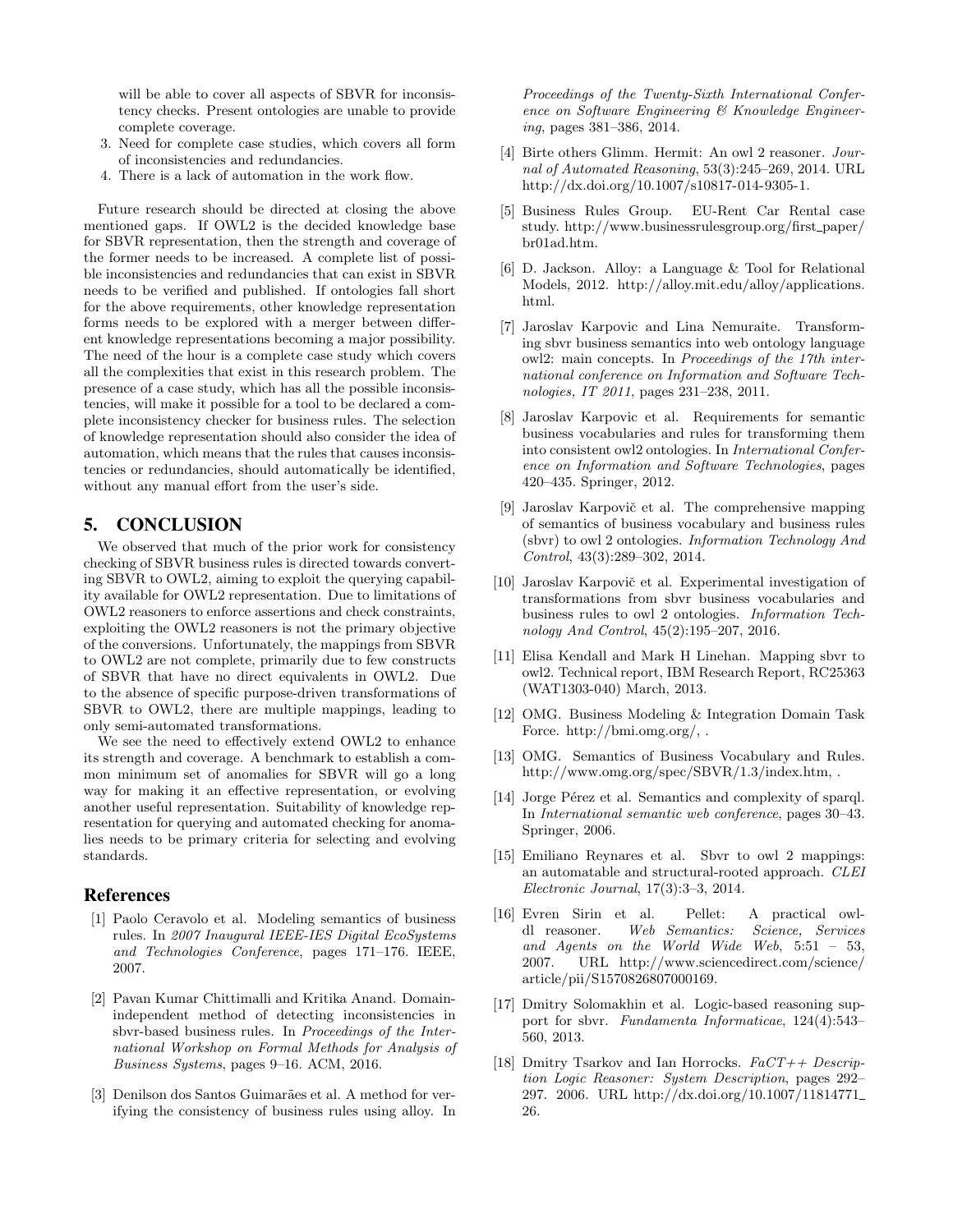will be able to cover all aspects of SBVR for inconsistency checks. Present ontologies are unable to provide complete coverage.

3. Need for complete case studies, which covers all form of inconsistencies and redundancies.
4. There is a lack of automation in the work flow.

Future research should be directed at closing the above mentioned gaps. If OWL2 is the decided knowledge base for SBVR representation, then the strength and coverage of the former needs to be increased. A complete list of possible inconsistencies and redundancies that can exist in SBVR needs to be verified and published. If ontologies fall short for the above requirements, other knowledge representation forms needs to be explored with a merger between different knowledge representations becoming a major possibility. The need of the hour is a complete case study which covers all the complexities that exist in this research problem. The presence of a case study, which has all the possible inconsistencies, will make it possible for a tool to be declared a complete inconsistency checker for business rules. The selection of knowledge representation should also consider the idea of automation, which means that the rules that causes inconsistencies or redundancies, should automatically be identified, without any manual effort from the user's side.

## 5. CONCLUSION

We observed that much of the prior work for consistency checking of SBVR business rules is directed towards converting SBVR to OWL2, aiming to exploit the querying capability available for OWL2 representation. Due to limitations of OWL2 reasoners to enforce assertions and check constraints, exploiting the OWL2 reasoners is not the primary objective of the conversions. Unfortunately, the mappings from SBVR to OWL2 are not complete, primarily due to few constructs of SBVR that have no direct equivalents in OWL2. Due to the absence of specific purpose-driven transformations of SBVR to OWL2, there are multiple mappings, leading to only semi-automated transformations.

We see the need to effectively extend OWL2 to enhance its strength and coverage. A benchmark to establish a common minimum set of anomalies for SBVR will go a long way for making it an effective representation, or evolving another useful representation. Suitability of knowledge representation for querying and automated checking for anomalies needs to be primary criteria for selecting and evolving standards.

## References

[1] Paolo Ceravolo et al. Modeling semantics of business rules. In *2007 Inaugural IEEE-IES Digital EcoSystems and Technologies Conference*, pages 171–176. IEEE, 2007.

[2] Pavan Kumar Chittimalli and Kritika Anand. Domain-independent method of detecting inconsistencies in sbvr-based business rules. In *Proceedings of the International Workshop on Formal Methods for Analysis of Business Systems*, pages 9–16. ACM, 2016.

[3] Denilson dos Santos Guimarães et al. A method for verifying the consistency of business rules using alloy. In *Proceedings of the Twenty-Sixth International Conference on Software Engineering & Knowledge Engineering*, pages 381–386, 2014.

[4] Birte others Glimm. Hermit: An owl 2 reasoner. *Journal of Automated Reasoning*, 53(3):245–269, 2014. URL http://dx.doi.org/10.1007/s10817-014-9305-1.

[5] Business Rules Group. EU-Rent Car Rental case study. http://www.businessrulesgroup.org/first_paper/br01ad.htm.

[6] D. Jackson. Alloy: a Language & Tool for Relational Models, 2012. http://alloy.mit.edu/alloy/applications.html.

[7] Jaroslav Karpovic and Lina Nemuraite. Transforming sbvr business semantics into web ontology language owl2: main concepts. In *Proceedings of the 17th international conference on Information and Software Technologies, IT 2011*, pages 231–238, 2011.

[8] Jaroslav Karpovic et al. Requirements for semantic business vocabularies and rules for transforming them into consistent owl2 ontologies. In *International Conference on Information and Software Technologies*, pages 420–435. Springer, 2012.

[9] Jaroslav Karpovič et al. The comprehensive mapping of semantics of business vocabulary and business rules (sbvr) to owl 2 ontologies. *Information Technology And Control*, 43(3):289–302, 2014.

[10] Jaroslav Karpovič et al. Experimental investigation of transformations from sbvr business vocabularies and business rules to owl 2 ontologies. *Information Technology And Control*, 45(2):195–207, 2016.

[11] Elisa Kendall and Mark H Linehan. Mapping sbvr to owl2. Technical report, IBM Research Report, RC25363 (WAT1303-040) March, 2013.

[12] OMG. Business Modeling & Integration Domain Task Force. http://bmi.omg.org/, .

[13] OMG. Semantics of Business Vocabulary and Rules. http://www.omg.org/spec/SBVR/1.3/index.htm, .

[14] Jorge Pérez et al. Semantics and complexity of sparql. In *International semantic web conference*, pages 30–43. Springer, 2006.

[15] Emiliano Reynares et al. Sbvr to owl 2 mappings: an automatable and structural-rooted approach. *CLEI Electronic Journal*, 17(3):3–3, 2014.

[16] Evren Sirin et al. Pellet: A practical owl-dl reasoner. *Web Semantics: Science, Services and Agents on the World Wide Web*, 5:51 – 53, 2007. URL http://www.sciencedirect.com/science/article/pii/S1570826807000169.

[17] Dmitry Solomakhin et al. Logic-based reasoning support for sbvr. *Fundamenta Informaticae*, 124(4):543–560, 2013.

[18] Dmitry Tsarkov and Ian Horrocks. *FaCT++ Description Logic Reasoner: System Description*, pages 292–297. 2006. URL http://dx.doi.org/10.1007/11814771_26.